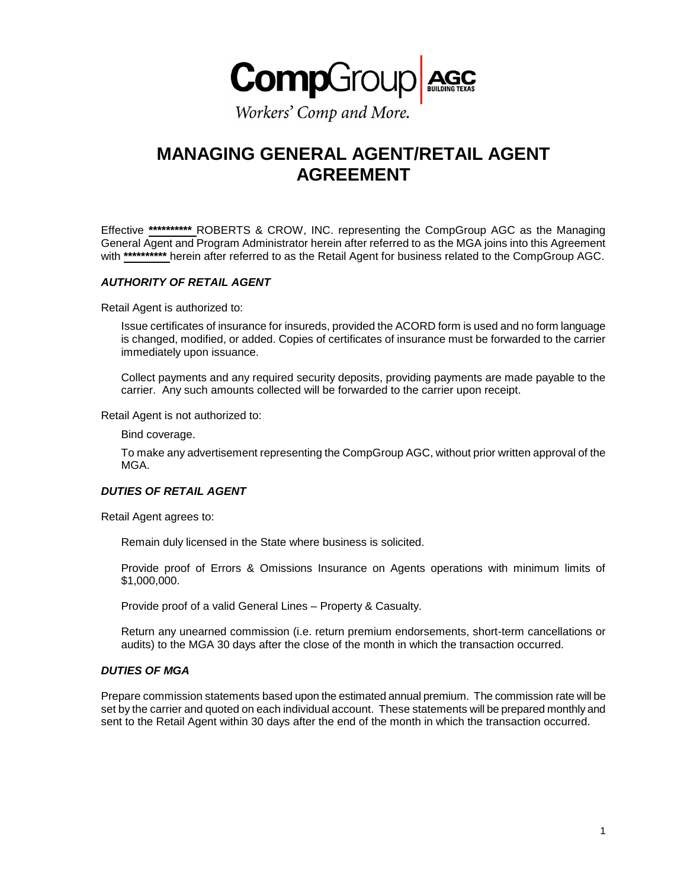**Comp**Group | AGC BUILDING TEXAS

*Workers' Comp and More.*

# MANAGING GENERAL AGENT/RETAIL AGENT AGREEMENT

Effective ********** ROBERTS & CROW, INC. representing the CompGroup AGC as the Managing General Agent and Program Administrator herein after referred to as the MGA joins into this Agreement with ********** herein after referred to as the Retail Agent for business related to the CompGroup AGC.

### *AUTHORITY OF RETAIL AGENT*

Retail Agent is authorized to:

Issue certificates of insurance for insureds, provided the ACORD form is used and no form language is changed, modified, or added. Copies of certificates of insurance must be forwarded to the carrier immediately upon issuance.

Collect payments and any required security deposits, providing payments are made payable to the carrier. Any such amounts collected will be forwarded to the carrier upon receipt.

Retail Agent is not authorized to:

Bind coverage.

To make any advertisement representing the CompGroup AGC, without prior written approval of the MGA.

### *DUTIES OF RETAIL AGENT*

Retail Agent agrees to:

Remain duly licensed in the State where business is solicited.

Provide proof of Errors & Omissions Insurance on Agents operations with minimum limits of $1,000,000.

Provide proof of a valid General Lines – Property & Casualty.

Return any unearned commission (i.e. return premium endorsements, short-term cancellations or audits) to the MGA 30 days after the close of the month in which the transaction occurred.

### *DUTIES OF MGA*

Prepare commission statements based upon the estimated annual premium. The commission rate will be set by the carrier and quoted on each individual account. These statements will be prepared monthly and sent to the Retail Agent within 30 days after the end of the month in which the transaction occurred.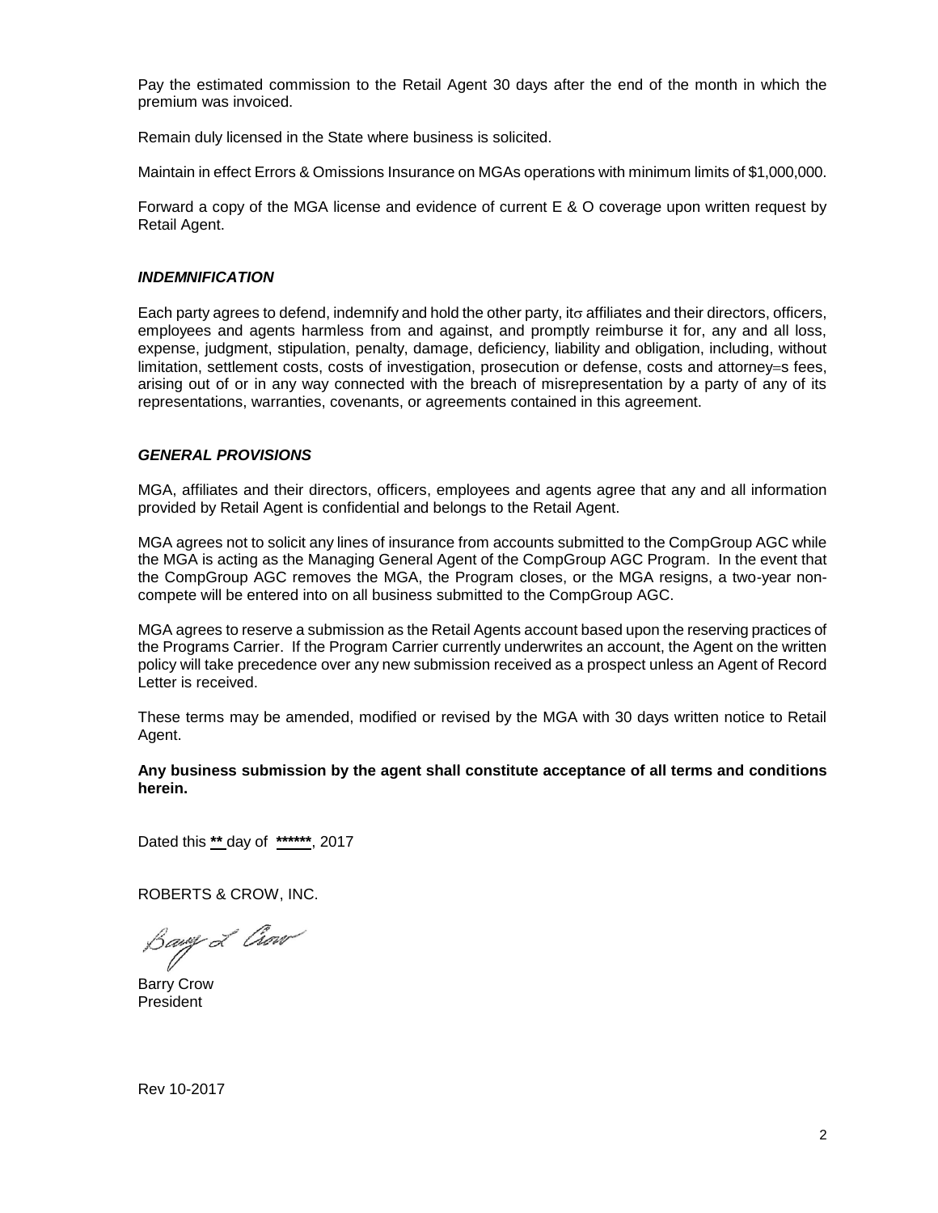Pay the estimated commission to the Retail Agent 30 days after the end of the month in which the premium was invoiced.

Remain duly licensed in the State where business is solicited.

Maintain in effect Errors & Omissions Insurance on MGAs operations with minimum limits of $1,000,000.

Forward a copy of the MGA license and evidence of current E & O coverage upon written request by Retail Agent.

### *INDEMNIFICATION*

Each party agrees to defend, indemnify and hold the other party, itσ affiliates and their directors, officers, employees and agents harmless from and against, and promptly reimburse it for, any and all loss, expense, judgment, stipulation, penalty, damage, deficiency, liability and obligation, including, without limitation, settlement costs, costs of investigation, prosecution or defense, costs and attorney=s fees, arising out of or in any way connected with the breach of misrepresentation by a party of any of its representations, warranties, covenants, or agreements contained in this agreement.

### *GENERAL PROVISIONS*

MGA, affiliates and their directors, officers, employees and agents agree that any and all information provided by Retail Agent is confidential and belongs to the Retail Agent.

MGA agrees not to solicit any lines of insurance from accounts submitted to the CompGroup AGC while the MGA is acting as the Managing General Agent of the CompGroup AGC Program. In the event that the CompGroup AGC removes the MGA, the Program closes, or the MGA resigns, a two-year non-compete will be entered into on all business submitted to the CompGroup AGC.

MGA agrees to reserve a submission as the Retail Agents account based upon the reserving practices of the Programs Carrier. If the Program Carrier currently underwrites an account, the Agent on the written policy will take precedence over any new submission received as a prospect unless an Agent of Record Letter is received.

These terms may be amended, modified or revised by the MGA with 30 days written notice to Retail Agent.

**Any business submission by the agent shall constitute acceptance of all terms and conditions herein.**

Dated this **\*\*** day of **\*\*\*\*\*\***, 2017

ROBERTS & CROW, INC.

Barry L Crow

Barry Crow
President

Rev 10-2017